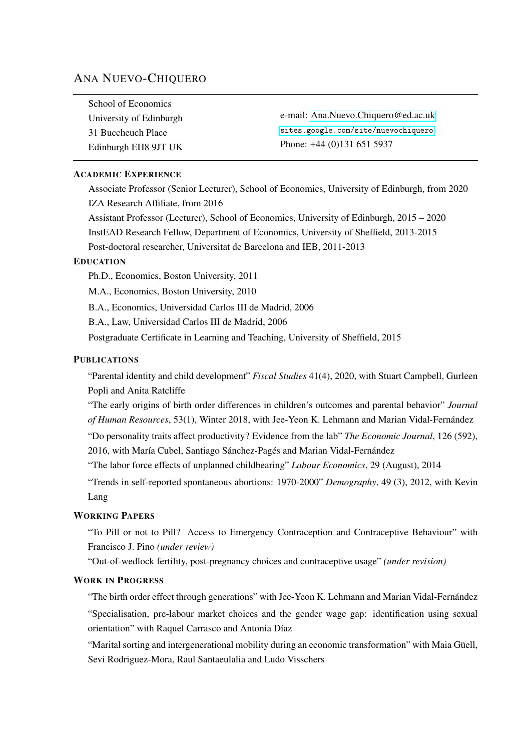# Ana Nuevo-Chiquero

School of Economics
University of Edinburgh
31 Buccheuch Place
Edinburgh EH8 9JT UK

e-mail: Ana.Nuevo.Chiquero@ed.ac.uk
sites.google.com/site/nuevochiquero
Phone: +44 (0)131 651 5937

## Academic Experience

Associate Professor (Senior Lecturer), School of Economics, University of Edinburgh, from 2020

IZA Research Affiliate, from 2016

Assistant Professor (Lecturer), School of Economics, University of Edinburgh, 2015 – 2020

InstEAD Research Fellow, Department of Economics, University of Sheffield, 2013-2015

Post-doctoral researcher, Universitat de Barcelona and IEB, 2011-2013

## Education

Ph.D., Economics, Boston University, 2011

M.A., Economics, Boston University, 2010

B.A., Economics, Universidad Carlos III de Madrid, 2006

B.A., Law, Universidad Carlos III de Madrid, 2006

Postgraduate Certificate in Learning and Teaching, University of Sheffield, 2015

## Publications

"Parental identity and child development" *Fiscal Studies* 41(4), 2020, with Stuart Campbell, Gurleen Popli and Anita Ratcliffe

"The early origins of birth order differences in children's outcomes and parental behavior" *Journal of Human Resources*, 53(1), Winter 2018, with Jee-Yeon K. Lehmann and Marian Vidal-Fernández

"Do personality traits affect productivity? Evidence from the lab" *The Economic Journal*, 126 (592), 2016, with María Cubel, Santiago Sánchez-Pagés and Marian Vidal-Fernández

"The labor force effects of unplanned childbearing" *Labour Economics*, 29 (August), 2014

"Trends in self-reported spontaneous abortions: 1970-2000" *Demography*, 49 (3), 2012, with Kevin Lang

## Working Papers

"To Pill or not to Pill? Access to Emergency Contraception and Contraceptive Behaviour" with Francisco J. Pino *(under review)*

"Out-of-wedlock fertility, post-pregnancy choices and contraceptive usage" *(under revision)*

## Work in Progress

"The birth order effect through generations" with Jee-Yeon K. Lehmann and Marian Vidal-Fernández

"Specialisation, pre-labour market choices and the gender wage gap: identification using sexual orientation" with Raquel Carrasco and Antonia Díaz

"Marital sorting and intergenerational mobility during an economic transformation" with Maia Güell, Sevi Rodriguez-Mora, Raul Santaeulalia and Ludo Visschers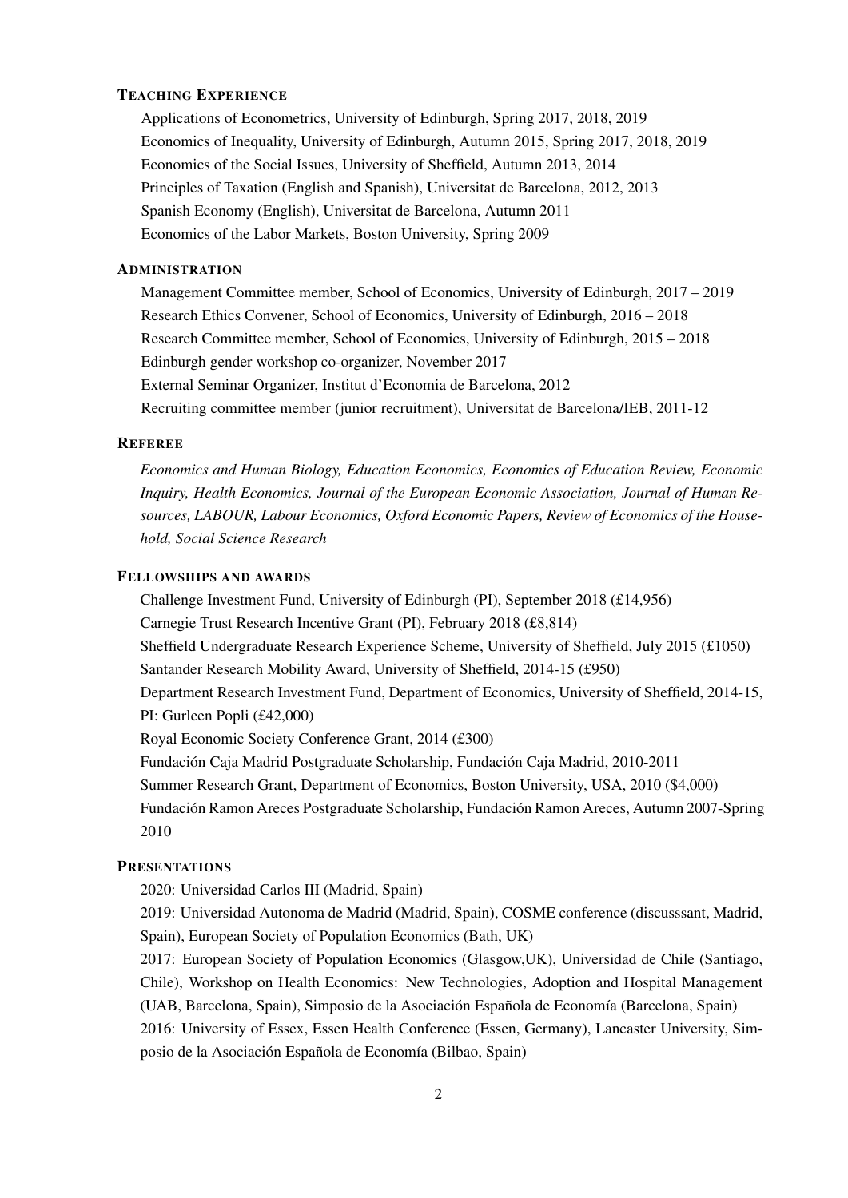## Teaching Experience

Applications of Econometrics, University of Edinburgh, Spring 2017, 2018, 2019

Economics of Inequality, University of Edinburgh, Autumn 2015, Spring 2017, 2018, 2019

Economics of the Social Issues, University of Sheffield, Autumn 2013, 2014

Principles of Taxation (English and Spanish), Universitat de Barcelona, 2012, 2013

Spanish Economy (English), Universitat de Barcelona, Autumn 2011

Economics of the Labor Markets, Boston University, Spring 2009

## Administration

Management Committee member, School of Economics, University of Edinburgh, 2017 – 2019

Research Ethics Convener, School of Economics, University of Edinburgh, 2016 – 2018

Research Committee member, School of Economics, University of Edinburgh, 2015 – 2018

Edinburgh gender workshop co-organizer, November 2017

External Seminar Organizer, Institut d'Economia de Barcelona, 2012

Recruiting committee member (junior recruitment), Universitat de Barcelona/IEB, 2011-12

## Referee

*Economics and Human Biology, Education Economics, Economics of Education Review, Economic Inquiry, Health Economics, Journal of the European Economic Association, Journal of Human Resources, LABOUR, Labour Economics, Oxford Economic Papers, Review of Economics of the Household, Social Science Research*

## Fellowships and awards

Challenge Investment Fund, University of Edinburgh (PI), September 2018 (£14,956)

Carnegie Trust Research Incentive Grant (PI), February 2018 (£8,814)

Sheffield Undergraduate Research Experience Scheme, University of Sheffield, July 2015 (£1050)

Santander Research Mobility Award, University of Sheffield, 2014-15 (£950)

Department Research Investment Fund, Department of Economics, University of Sheffield, 2014-15, PI: Gurleen Popli (£42,000)

Royal Economic Society Conference Grant, 2014 (£300)

Fundación Caja Madrid Postgraduate Scholarship, Fundación Caja Madrid, 2010-2011

Summer Research Grant, Department of Economics, Boston University, USA, 2010 ($4,000)

Fundación Ramon Areces Postgraduate Scholarship, Fundación Ramon Areces, Autumn 2007-Spring 2010

## Presentations

2020: Universidad Carlos III (Madrid, Spain)

2019: Universidad Autonoma de Madrid (Madrid, Spain), COSME conference (discusssant, Madrid, Spain), European Society of Population Economics (Bath, UK)

2017: European Society of Population Economics (Glasgow,UK), Universidad de Chile (Santiago, Chile), Workshop on Health Economics: New Technologies, Adoption and Hospital Management (UAB, Barcelona, Spain), Simposio de la Asociación Española de Economía (Barcelona, Spain)

2016: University of Essex, Essen Health Conference (Essen, Germany), Lancaster University, Simposio de la Asociación Española de Economía (Bilbao, Spain)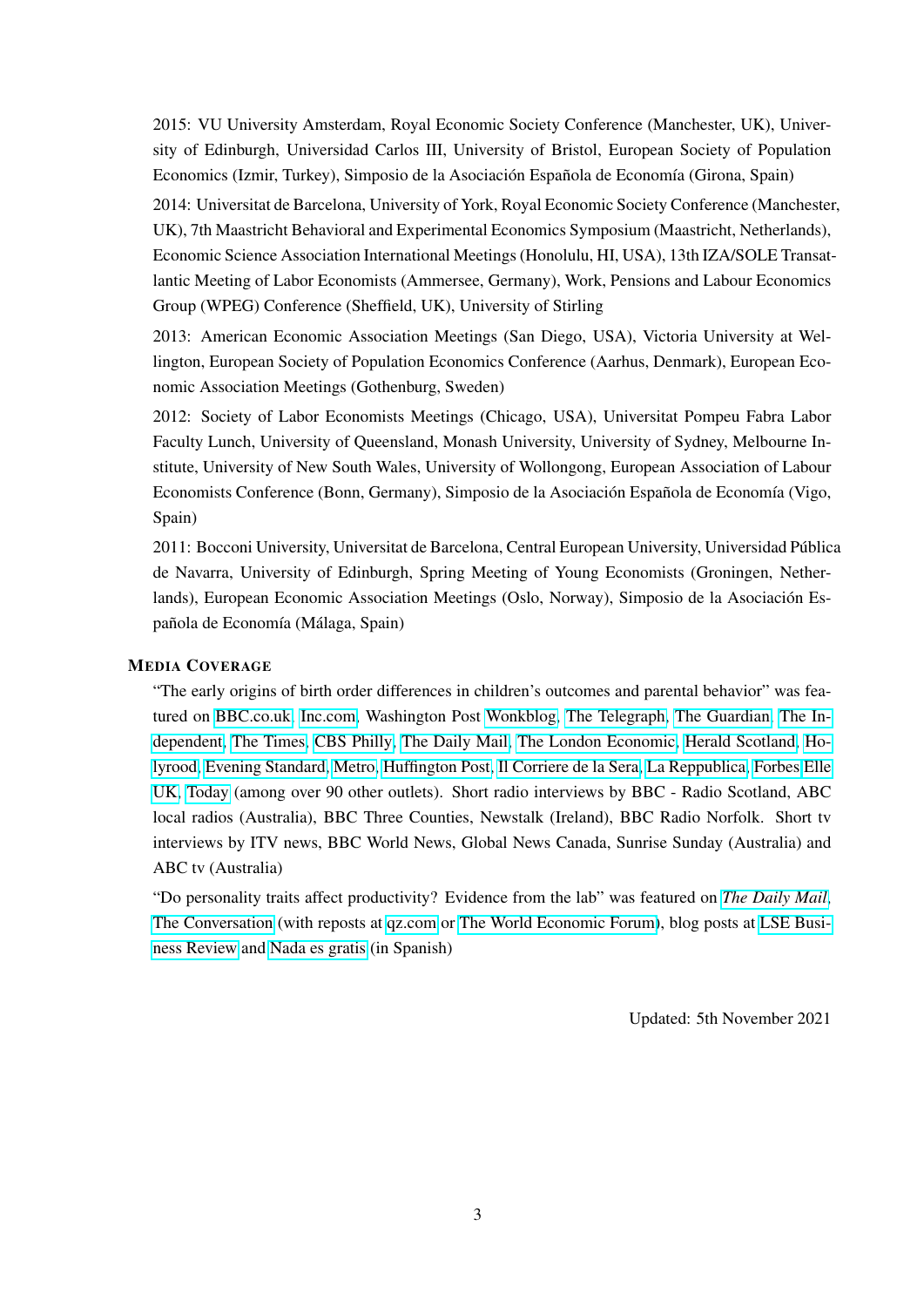2015: VU University Amsterdam, Royal Economic Society Conference (Manchester, UK), University of Edinburgh, Universidad Carlos III, University of Bristol, European Society of Population Economics (Izmir, Turkey), Simposio de la Asociación Española de Economía (Girona, Spain)

2014: Universitat de Barcelona, University of York, Royal Economic Society Conference (Manchester, UK), 7th Maastricht Behavioral and Experimental Economics Symposium (Maastricht, Netherlands), Economic Science Association International Meetings (Honolulu, HI, USA), 13th IZA/SOLE Transatlantic Meeting of Labor Economists (Ammersee, Germany), Work, Pensions and Labour Economics Group (WPEG) Conference (Sheffield, UK), University of Stirling

2013: American Economic Association Meetings (San Diego, USA), Victoria University at Wellington, European Society of Population Economics Conference (Aarhus, Denmark), European Economic Association Meetings (Gothenburg, Sweden)

2012: Society of Labor Economists Meetings (Chicago, USA), Universitat Pompeu Fabra Labor Faculty Lunch, University of Queensland, Monash University, University of Sydney, Melbourne Institute, University of New South Wales, University of Wollongong, European Association of Labour Economists Conference (Bonn, Germany), Simposio de la Asociación Española de Economía (Vigo, Spain)

2011: Bocconi University, Universitat de Barcelona, Central European University, Universidad Pública de Navarra, University of Edinburgh, Spring Meeting of Young Economists (Groningen, Netherlands), European Economic Association Meetings (Oslo, Norway), Simposio de la Asociación Española de Economía (Málaga, Spain)

## Media Coverage

"The early origins of birth order differences in children's outcomes and parental behavior" was featured on BBC.co.uk, Inc.com, Washington Post Wonkblog, The Telegraph, The Guardian, The Independent, The Times, CBS Philly, The Daily Mail, The London Economic, Herald Scotland, Holyrood, Evening Standard, Metro, Huffington Post, Il Corriere de la Sera, La Reppublica, Forbes Elle UK, Today (among over 90 other outlets). Short radio interviews by BBC - Radio Scotland, ABC local radios (Australia), BBC Three Counties, Newstalk (Ireland), BBC Radio Norfolk. Short tv interviews by ITV news, BBC World News, Global News Canada, Sunrise Sunday (Australia) and ABC tv (Australia)

"Do personality traits affect productivity? Evidence from the lab" was featured on *The Daily Mail*, The Conversation (with reposts at qz.com or The World Economic Forum), blog posts at LSE Business Review and Nada es gratis (in Spanish)

Updated: 5th November 2021